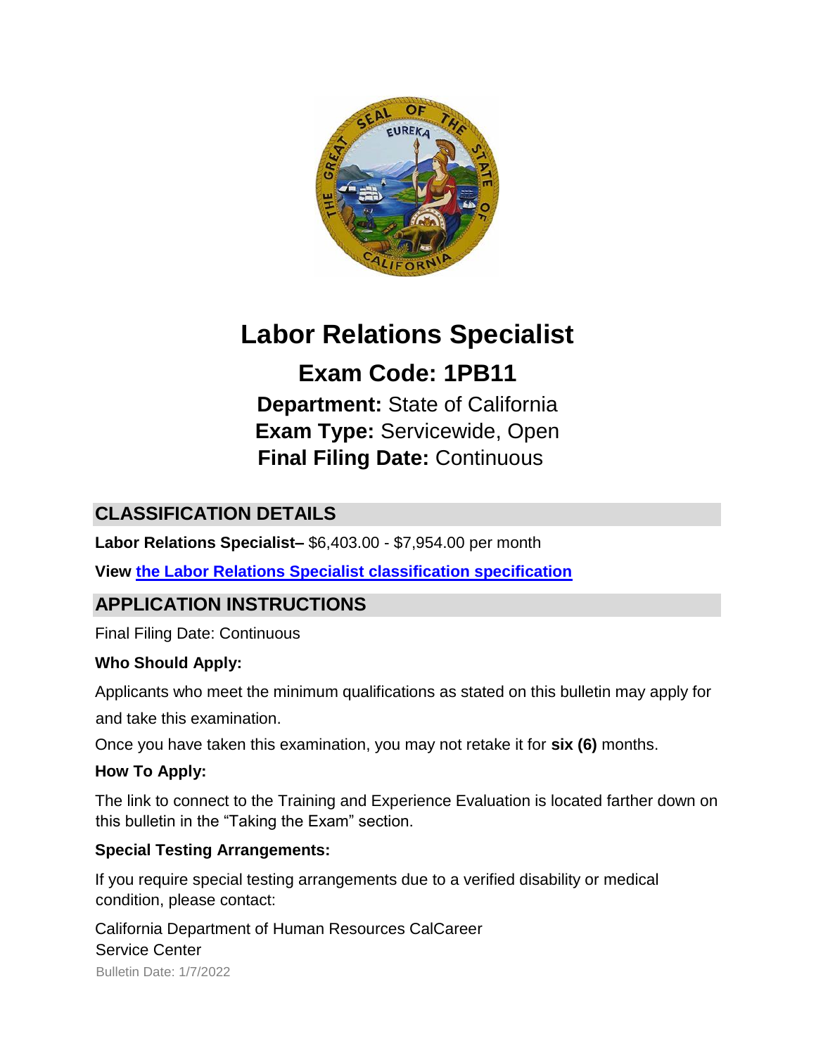# Labor Relations Specialist

## Exam Code: 1PB11

**Department:** State of California
**Exam Type:** Servicewide, Open
**Final Filing Date:** Continuous

## CLASSIFICATION DETAILS

**Labor Relations Specialist–** $6,403.00 - $7,954.00 per month

**View [the Labor Relations Specialist classification specification]()**

## APPLICATION INSTRUCTIONS

Final Filing Date: Continuous

**Who Should Apply:**

Applicants who meet the minimum qualifications as stated on this bulletin may apply for and take this examination.

Once you have taken this examination, you may not retake it for **six (6)** months.

**How To Apply:**

The link to connect to the Training and Experience Evaluation is located farther down on this bulletin in the "Taking the Exam" section.

**Special Testing Arrangements:**

If you require special testing arrangements due to a verified disability or medical condition, please contact:

California Department of Human Resources CalCareer Service Center

Bulletin Date: 1/7/2022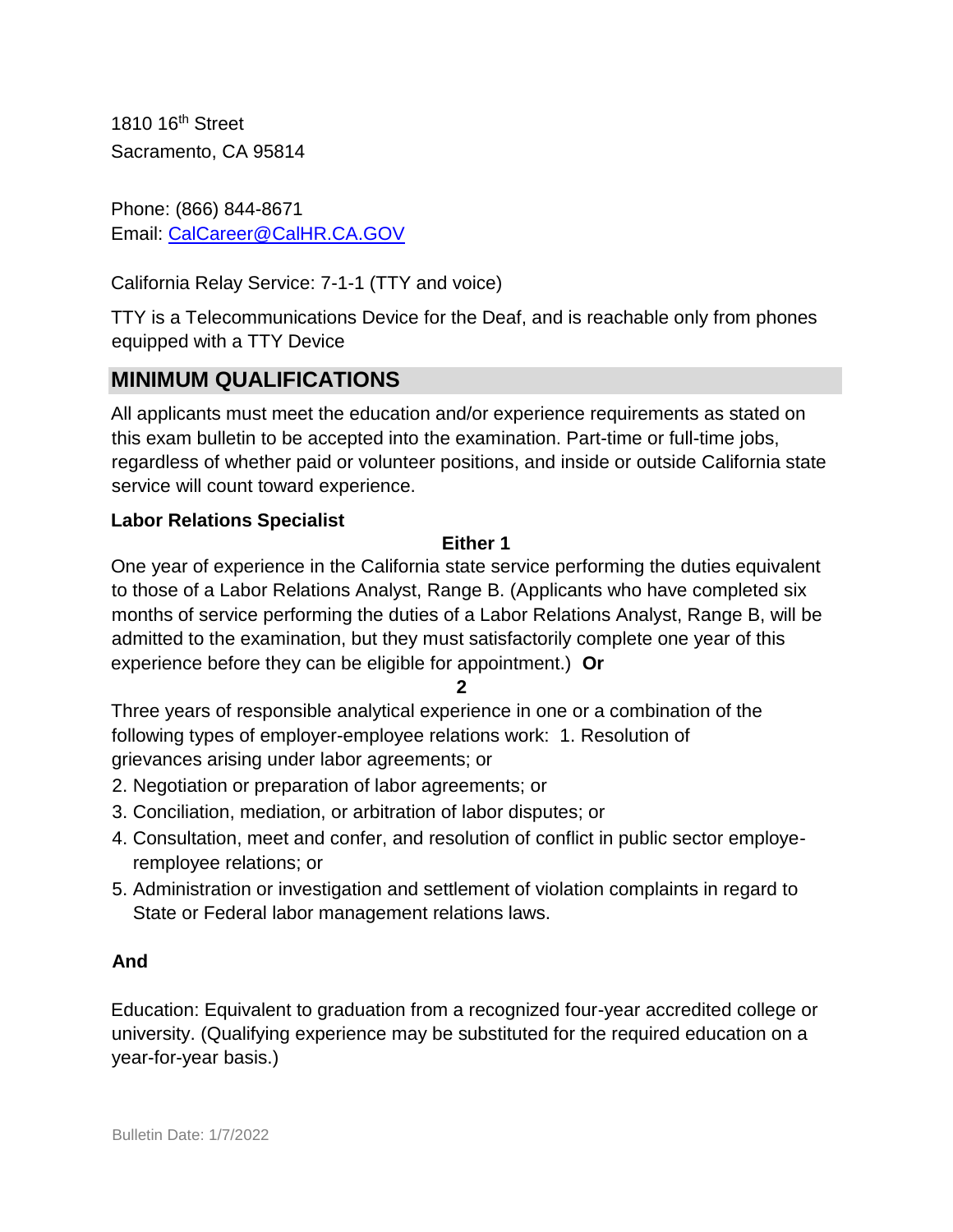1810 16th Street
Sacramento, CA 95814

Phone: (866) 844-8671
Email: CalCareer@CalHR.CA.GOV

California Relay Service: 7-1-1 (TTY and voice)

TTY is a Telecommunications Device for the Deaf, and is reachable only from phones equipped with a TTY Device

## MINIMUM QUALIFICATIONS

All applicants must meet the education and/or experience requirements as stated on this exam bulletin to be accepted into the examination. Part-time or full-time jobs, regardless of whether paid or volunteer positions, and inside or outside California state service will count toward experience.

**Labor Relations Specialist**

**Either 1**

One year of experience in the California state service performing the duties equivalent to those of a Labor Relations Analyst, Range B. (Applicants who have completed six months of service performing the duties of a Labor Relations Analyst, Range B, will be admitted to the examination, but they must satisfactorily complete one year of this experience before they can be eligible for appointment.) **Or**

**2**

Three years of responsible analytical experience in one or a combination of the following types of employer-employee relations work: 1. Resolution of grievances arising under labor agreements; or

2. Negotiation or preparation of labor agreements; or
3. Conciliation, mediation, or arbitration of labor disputes; or
4. Consultation, meet and confer, and resolution of conflict in public sector employe-remployee relations; or
5. Administration or investigation and settlement of violation complaints in regard to State or Federal labor management relations laws.

**And**

Education: Equivalent to graduation from a recognized four-year accredited college or university. (Qualifying experience may be substituted for the required education on a year-for-year basis.)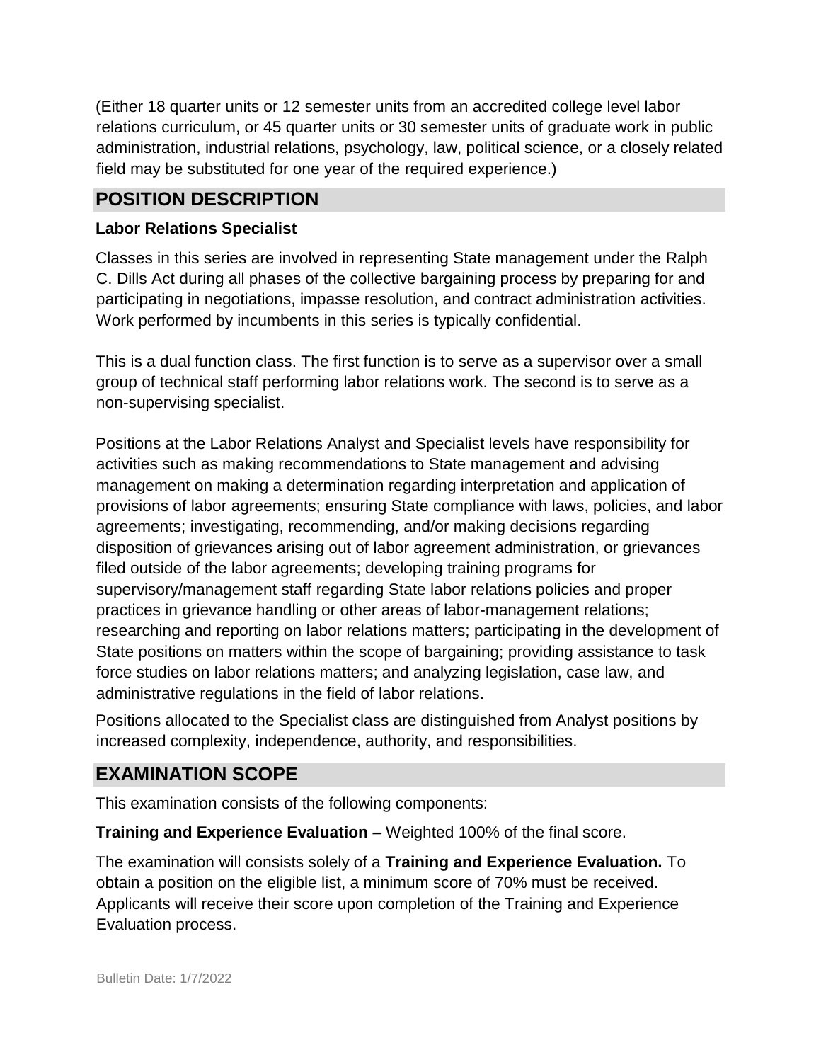(Either 18 quarter units or 12 semester units from an accredited college level labor relations curriculum, or 45 quarter units or 30 semester units of graduate work in public administration, industrial relations, psychology, law, political science, or a closely related field may be substituted for one year of the required experience.)

## POSITION DESCRIPTION

**Labor Relations Specialist**

Classes in this series are involved in representing State management under the Ralph C. Dills Act during all phases of the collective bargaining process by preparing for and participating in negotiations, impasse resolution, and contract administration activities. Work performed by incumbents in this series is typically confidential.

This is a dual function class. The first function is to serve as a supervisor over a small group of technical staff performing labor relations work. The second is to serve as a non-supervising specialist.

Positions at the Labor Relations Analyst and Specialist levels have responsibility for activities such as making recommendations to State management and advising management on making a determination regarding interpretation and application of provisions of labor agreements; ensuring State compliance with laws, policies, and labor agreements; investigating, recommending, and/or making decisions regarding disposition of grievances arising out of labor agreement administration, or grievances filed outside of the labor agreements; developing training programs for supervisory/management staff regarding State labor relations policies and proper practices in grievance handling or other areas of labor-management relations; researching and reporting on labor relations matters; participating in the development of State positions on matters within the scope of bargaining; providing assistance to task force studies on labor relations matters; and analyzing legislation, case law, and administrative regulations in the field of labor relations.

Positions allocated to the Specialist class are distinguished from Analyst positions by increased complexity, independence, authority, and responsibilities.

## EXAMINATION SCOPE

This examination consists of the following components:

**Training and Experience Evaluation –** Weighted 100% of the final score.

The examination will consists solely of a **Training and Experience Evaluation.** To obtain a position on the eligible list, a minimum score of 70% must be received. Applicants will receive their score upon completion of the Training and Experience Evaluation process.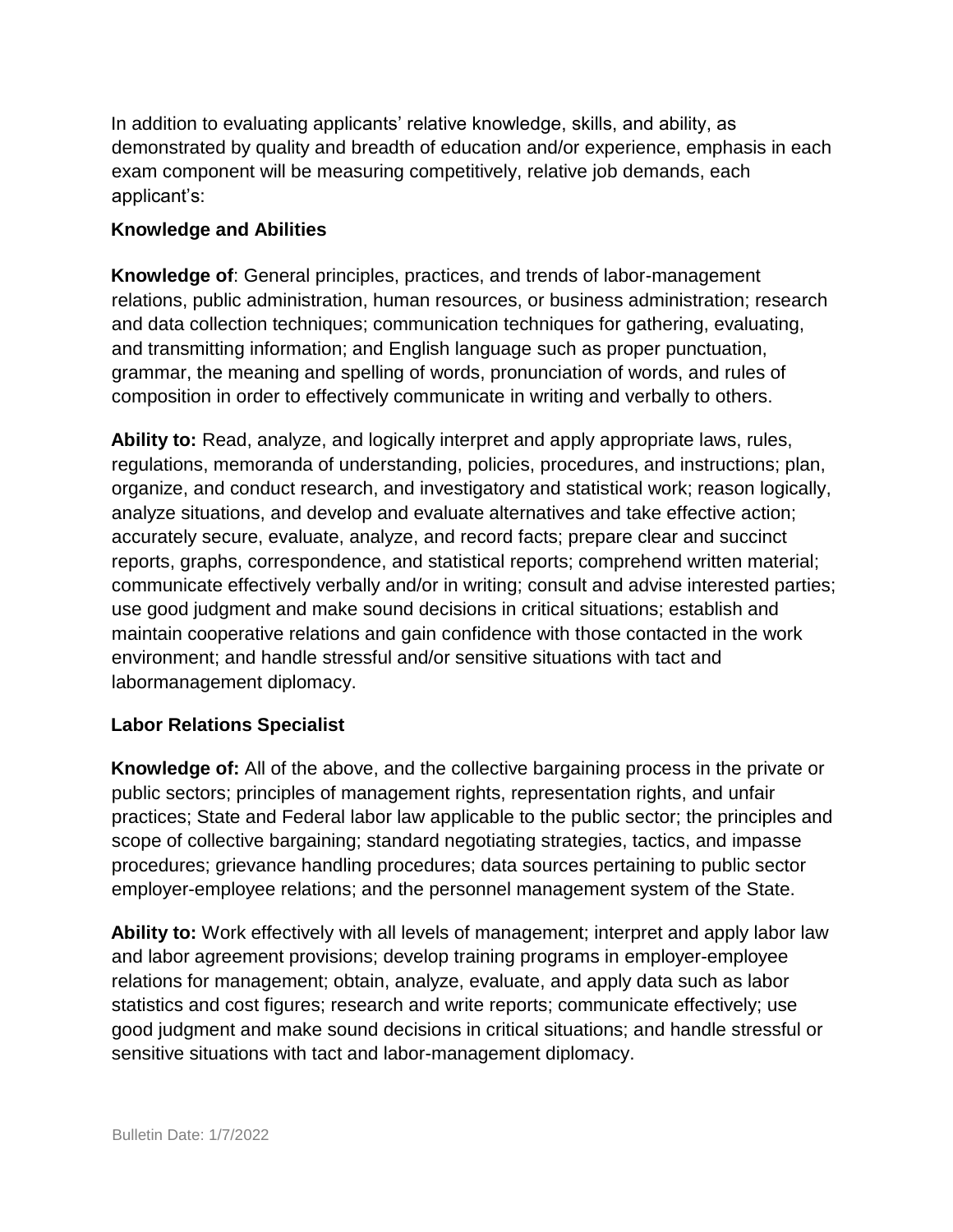In addition to evaluating applicants' relative knowledge, skills, and ability, as demonstrated by quality and breadth of education and/or experience, emphasis in each exam component will be measuring competitively, relative job demands, each applicant's:

**Knowledge and Abilities**

**Knowledge of**: General principles, practices, and trends of labor-management relations, public administration, human resources, or business administration; research and data collection techniques; communication techniques for gathering, evaluating, and transmitting information; and English language such as proper punctuation, grammar, the meaning and spelling of words, pronunciation of words, and rules of composition in order to effectively communicate in writing and verbally to others.

**Ability to:** Read, analyze, and logically interpret and apply appropriate laws, rules, regulations, memoranda of understanding, policies, procedures, and instructions; plan, organize, and conduct research, and investigatory and statistical work; reason logically, analyze situations, and develop and evaluate alternatives and take effective action; accurately secure, evaluate, analyze, and record facts; prepare clear and succinct reports, graphs, correspondence, and statistical reports; comprehend written material; communicate effectively verbally and/or in writing; consult and advise interested parties; use good judgment and make sound decisions in critical situations; establish and maintain cooperative relations and gain confidence with those contacted in the work environment; and handle stressful and/or sensitive situations with tact and labormanagement diplomacy.

**Labor Relations Specialist**

**Knowledge of:** All of the above, and the collective bargaining process in the private or public sectors; principles of management rights, representation rights, and unfair practices; State and Federal labor law applicable to the public sector; the principles and scope of collective bargaining; standard negotiating strategies, tactics, and impasse procedures; grievance handling procedures; data sources pertaining to public sector employer-employee relations; and the personnel management system of the State.

**Ability to:** Work effectively with all levels of management; interpret and apply labor law and labor agreement provisions; develop training programs in employer-employee relations for management; obtain, analyze, evaluate, and apply data such as labor statistics and cost figures; research and write reports; communicate effectively; use good judgment and make sound decisions in critical situations; and handle stressful or sensitive situations with tact and labor-management diplomacy.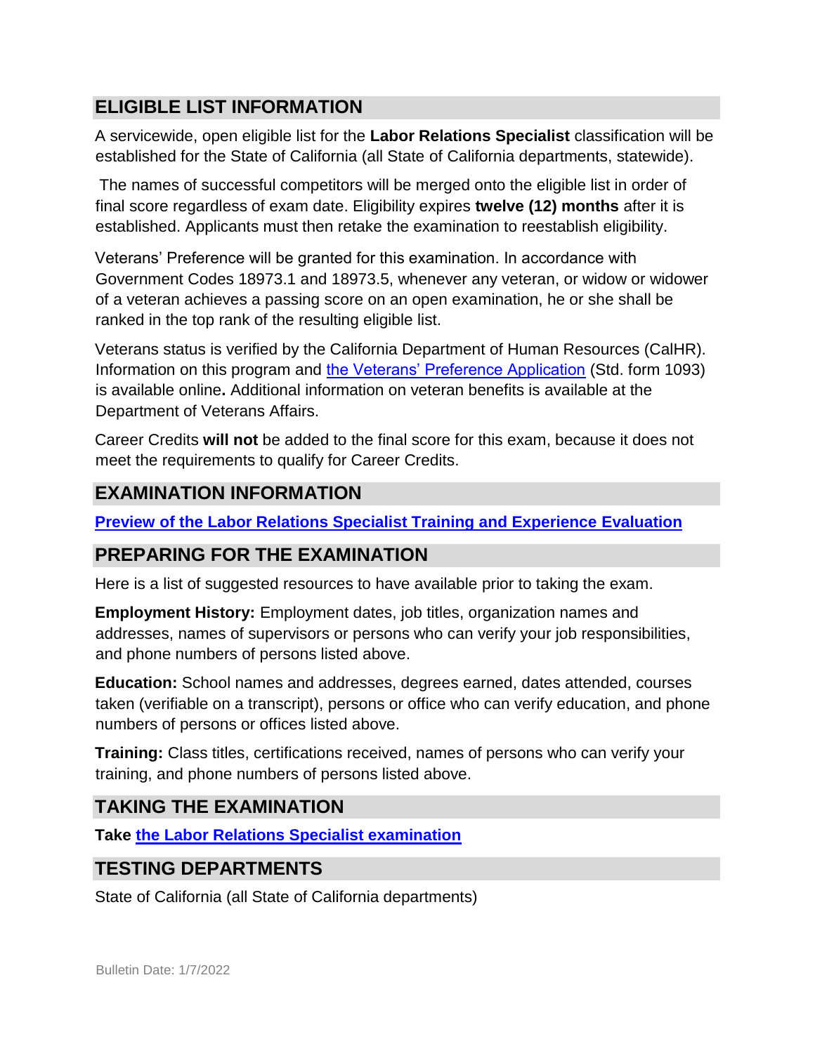## ELIGIBLE LIST INFORMATION

A servicewide, open eligible list for the **Labor Relations Specialist** classification will be established for the State of California (all State of California departments, statewide).

The names of successful competitors will be merged onto the eligible list in order of final score regardless of exam date. Eligibility expires **twelve (12) months** after it is established. Applicants must then retake the examination to reestablish eligibility.

Veterans' Preference will be granted for this examination. In accordance with Government Codes 18973.1 and 18973.5, whenever any veteran, or widow or widower of a veteran achieves a passing score on an open examination, he or she shall be ranked in the top rank of the resulting eligible list.

Veterans status is verified by the California Department of Human Resources (CalHR). Information on this program and the Veterans' Preference Application (Std. form 1093) is available online**.** Additional information on veteran benefits is available at the Department of Veterans Affairs.

Career Credits **will not** be added to the final score for this exam, because it does not meet the requirements to qualify for Career Credits.

## EXAMINATION INFORMATION

**Preview of the Labor Relations Specialist Training and Experience Evaluation**

## PREPARING FOR THE EXAMINATION

Here is a list of suggested resources to have available prior to taking the exam.

**Employment History:** Employment dates, job titles, organization names and addresses, names of supervisors or persons who can verify your job responsibilities, and phone numbers of persons listed above.

**Education:** School names and addresses, degrees earned, dates attended, courses taken (verifiable on a transcript), persons or office who can verify education, and phone numbers of persons or offices listed above.

**Training:** Class titles, certifications received, names of persons who can verify your training, and phone numbers of persons listed above.

## TAKING THE EXAMINATION

**Take the Labor Relations Specialist examination**

## TESTING DEPARTMENTS

State of California (all State of California departments)

Bulletin Date: 1/7/2022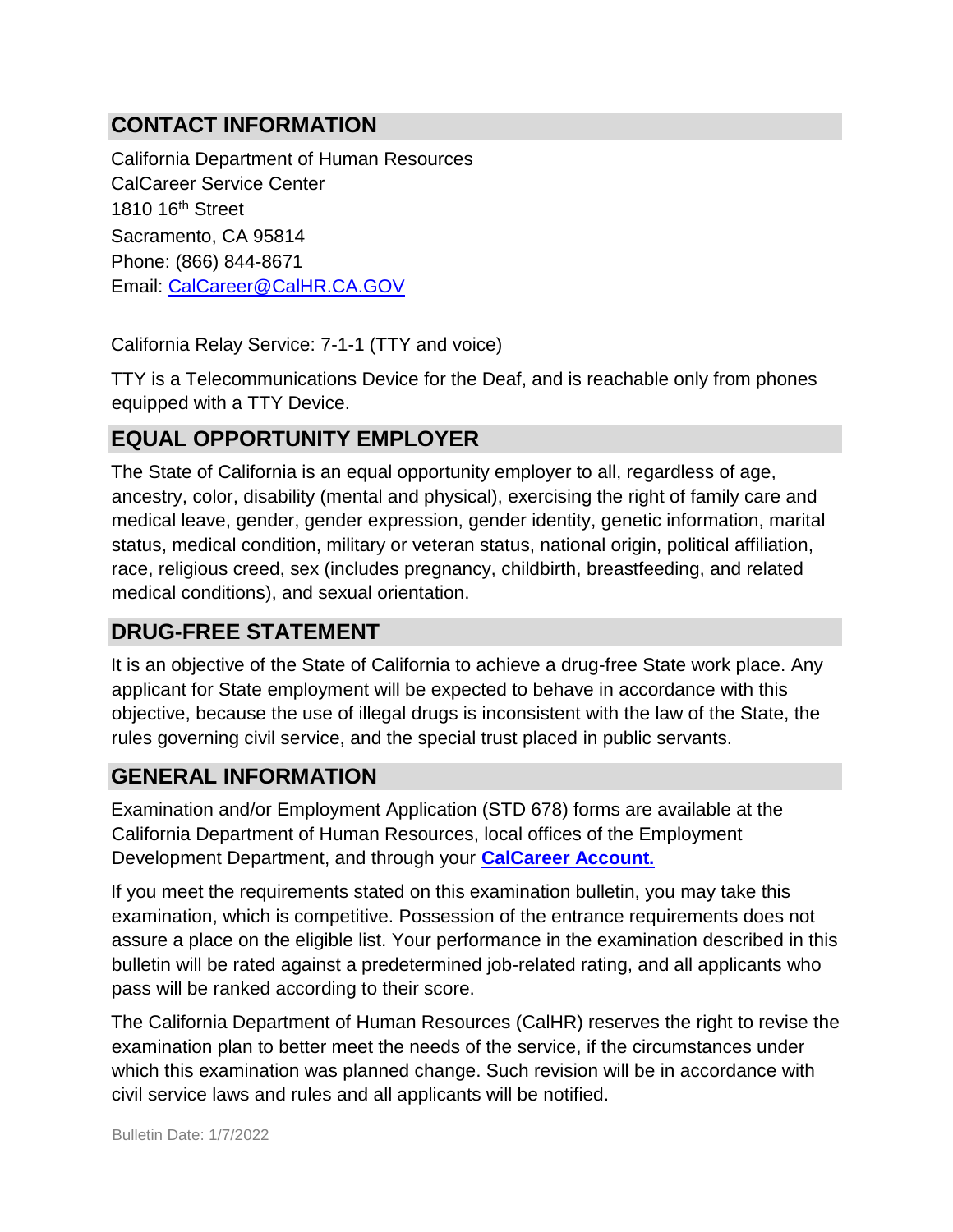## CONTACT INFORMATION

California Department of Human Resources
CalCareer Service Center
1810 16th Street
Sacramento, CA 95814
Phone: (866) 844-8671
Email: CalCareer@CalHR.CA.GOV

California Relay Service: 7-1-1 (TTY and voice)

TTY is a Telecommunications Device for the Deaf, and is reachable only from phones equipped with a TTY Device.

## EQUAL OPPORTUNITY EMPLOYER

The State of California is an equal opportunity employer to all, regardless of age, ancestry, color, disability (mental and physical), exercising the right of family care and medical leave, gender, gender expression, gender identity, genetic information, marital status, medical condition, military or veteran status, national origin, political affiliation, race, religious creed, sex (includes pregnancy, childbirth, breastfeeding, and related medical conditions), and sexual orientation.

## DRUG-FREE STATEMENT

It is an objective of the State of California to achieve a drug-free State work place. Any applicant for State employment will be expected to behave in accordance with this objective, because the use of illegal drugs is inconsistent with the law of the State, the rules governing civil service, and the special trust placed in public servants.

## GENERAL INFORMATION

Examination and/or Employment Application (STD 678) forms are available at the California Department of Human Resources, local offices of the Employment Development Department, and through your **CalCareer Account.**

If you meet the requirements stated on this examination bulletin, you may take this examination, which is competitive. Possession of the entrance requirements does not assure a place on the eligible list. Your performance in the examination described in this bulletin will be rated against a predetermined job-related rating, and all applicants who pass will be ranked according to their score.

The California Department of Human Resources (CalHR) reserves the right to revise the examination plan to better meet the needs of the service, if the circumstances under which this examination was planned change. Such revision will be in accordance with civil service laws and rules and all applicants will be notified.

Bulletin Date: 1/7/2022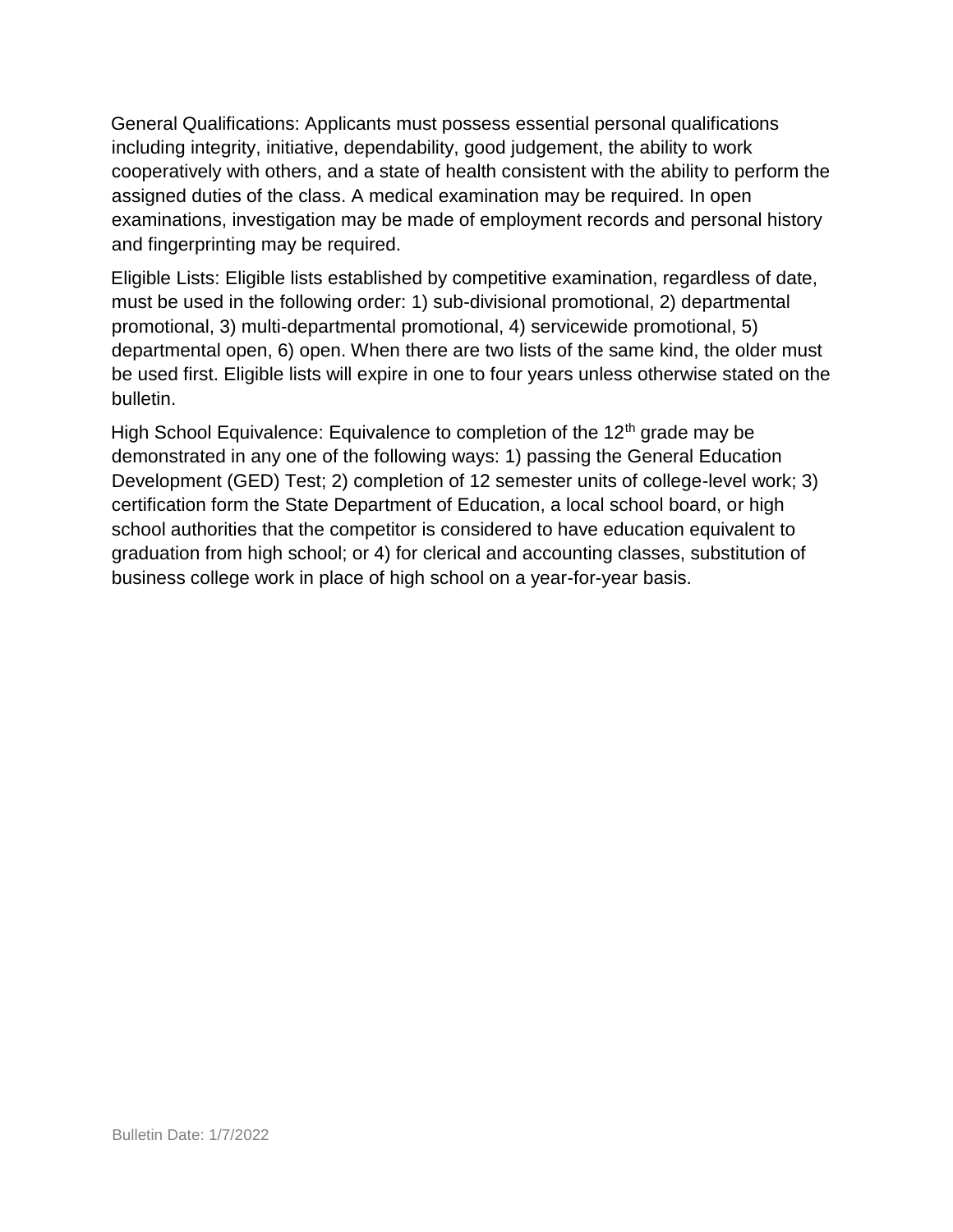General Qualifications: Applicants must possess essential personal qualifications including integrity, initiative, dependability, good judgement, the ability to work cooperatively with others, and a state of health consistent with the ability to perform the assigned duties of the class. A medical examination may be required. In open examinations, investigation may be made of employment records and personal history and fingerprinting may be required.

Eligible Lists: Eligible lists established by competitive examination, regardless of date, must be used in the following order: 1) sub-divisional promotional, 2) departmental promotional, 3) multi-departmental promotional, 4) servicewide promotional, 5) departmental open, 6) open. When there are two lists of the same kind, the older must be used first. Eligible lists will expire in one to four years unless otherwise stated on the bulletin.

High School Equivalence: Equivalence to completion of the 12th grade may be demonstrated in any one of the following ways: 1) passing the General Education Development (GED) Test; 2) completion of 12 semester units of college-level work; 3) certification form the State Department of Education, a local school board, or high school authorities that the competitor is considered to have education equivalent to graduation from high school; or 4) for clerical and accounting classes, substitution of business college work in place of high school on a year-for-year basis.